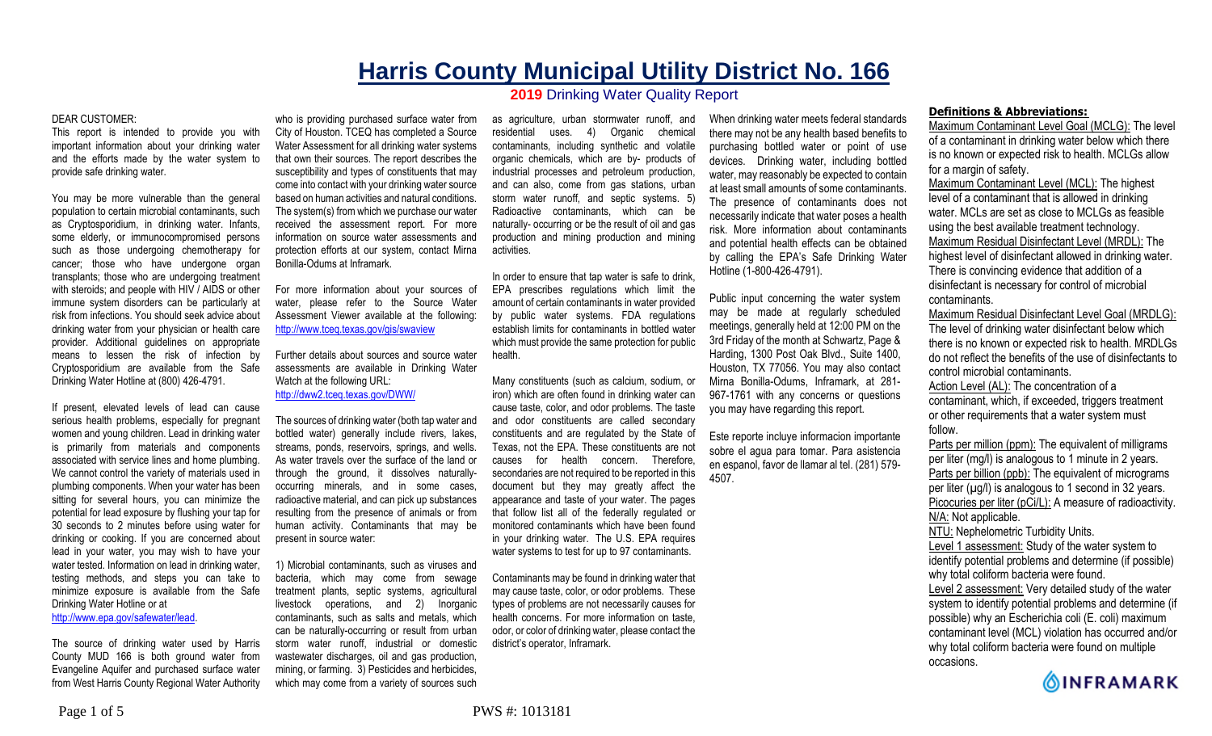# Harris County Municipal Utility District No. 166

## 2019 Drinking Water Quality Report

DEAR CUSTOMER:

This report is intended to provide you with important information about your drinking water and the efforts made by the water system to provide safe drinking water.

You may be more vulnerable than the general population to certain microbial contaminants, such as Cryptosporidium, in drinking water. Infants, some elderly, or immunocompromised persons such as those undergoing chemotherapy for cancer; those who have undergone organ transplants; those who are undergoing treatment with steroids; and people with HIV / AIDS or other immune system disorders can be particularly at risk from infections. You should seek advice about drinking water from your physician or health care provider. Additional guidelines on appropriate means to lessen the risk of infection by Cryptosporidium are available from the Safe Drinking Water Hotline at (800) 426-4791.

If present, elevated levels of lead can cause serious health problems, especially for pregnant women and young children. Lead in drinking water is primarily from materials and components associated with service lines and home plumbing. We cannot control the variety of materials used in plumbing components. When your water has been sitting for several hours, you can minimize the potential for lead exposure by flushing your tap for 30 seconds to 2 minutes before using water for drinking or cooking. If you are concerned about lead in your water, you may wish to have your water tested. Information on lead in drinking water, testing methods, and steps you can take to minimize exposure is available from the Safe Drinking Water Hotline or at http://www.epa.gov/safewater/lead.

The source of drinking water used by Harris County MUD 166 is both ground water from Evangeline Aquifer and purchased surface water from West Harris County Regional Water Authority who is providing purchased surface water from City of Houston. TCEQ has completed a Source Water Assessment for all drinking water systems that own their sources. The report describes the susceptibility and types of constituents that may come into contact with your drinking water source based on human activities and natural conditions. The system(s) from which we purchase our water received the assessment report. For more information on source water assessments and protection efforts at our system, contact Mirna Bonilla-Odums at Inframark.

For more information about your sources of water, please refer to the Source Water Assessment Viewer available at the following: http://www.tceq.texas.gov/gis/swaview

Further details about sources and source water assessments are available in Drinking Water Watch at the following URL: http://dww2.tceq.texas.gov/DWW/

The sources of drinking water (both tap water and bottled water) generally include rivers, lakes, streams, ponds, reservoirs, springs, and wells. As water travels over the surface of the land or through the ground, it dissolves naturally-occurring minerals, and in some cases, radioactive material, and can pick up substances resulting from the presence of animals or from human activity. Contaminants that may be present in source water:

1) Microbial contaminants, such as viruses and bacteria, which may come from sewage treatment plants, septic systems, agricultural livestock operations, and 2) Inorganic contaminants, such as salts and metals, which can be naturally-occurring or result from urban storm water runoff, industrial or domestic wastewater discharges, oil and gas production, mining, or farming. 3) Pesticides and herbicides, which may come from a variety of sources such as agriculture, urban stormwater runoff, and residential uses. 4) Organic chemical contaminants, including synthetic and volatile organic chemicals, which are by- products of industrial processes and petroleum production, and can also, come from gas stations, urban storm water runoff, and septic systems. 5) Radioactive contaminants, which can be naturally- occurring or be the result of oil and gas production and mining production and mining activities.

In order to ensure that tap water is safe to drink, EPA prescribes regulations which limit the amount of certain contaminants in water provided by public water systems. FDA regulations establish limits for contaminants in bottled water which must provide the same protection for public health.

Many constituents (such as calcium, sodium, or iron) which are often found in drinking water can cause taste, color, and odor problems. The taste and odor constituents are called secondary constituents and are regulated by the State of Texas, not the EPA. These constituents are not causes for health concern. Therefore, secondaries are not required to be reported in this document but they may greatly affect the appearance and taste of your water. The pages that follow list all of the federally regulated or monitored contaminants which have been found in your drinking water. The U.S. EPA requires water systems to test for up to 97 contaminants.

Contaminants may be found in drinking water that may cause taste, color, or odor problems. These types of problems are not necessarily causes for health concerns. For more information on taste, odor, or color of drinking water, please contact the district's operator, Inframark.

When drinking water meets federal standards there may not be any health based benefits to purchasing bottled water or point of use devices. Drinking water, including bottled water, may reasonably be expected to contain at least small amounts of some contaminants. The presence of contaminants does not necessarily indicate that water poses a health risk. More information about contaminants and potential health effects can be obtained by calling the EPA's Safe Drinking Water Hotline (1-800-426-4791).

Public input concerning the water system may be made at regularly scheduled meetings, generally held at 12:00 PM on the 3rd Friday of the month at Schwartz, Page & Harding, 1300 Post Oak Blvd., Suite 1400, Houston, TX 77056. You may also contact Mirna Bonilla-Odums, Inframark, at 281-967-1761 with any concerns or questions you may have regarding this report.

Este reporte incluye informacion importante sobre el agua para tomar. Para asistencia en espanol, favor de llamar al tel. (281) 579-4507.

### Definitions & Abbreviations:

Maximum Contaminant Level Goal (MCLG): The level of a contaminant in drinking water below which there is no known or expected risk to health. MCLGs allow for a margin of safety.

Maximum Contaminant Level (MCL): The highest level of a contaminant that is allowed in drinking water. MCLs are set as close to MCLGs as feasible using the best available treatment technology.

Maximum Residual Disinfectant Level (MRDL): The highest level of disinfectant allowed in drinking water. There is convincing evidence that addition of a disinfectant is necessary for control of microbial contaminants.

Maximum Residual Disinfectant Level Goal (MRDLG): The level of drinking water disinfectant below which there is no known or expected risk to health. MRDLGs do not reflect the benefits of the use of disinfectants to control microbial contaminants.

Action Level (AL): The concentration of a contaminant, which, if exceeded, triggers treatment or other requirements that a water system must follow.

Parts per million (ppm): The equivalent of milligrams per liter (mg/l) is analogous to 1 minute in 2 years.

Parts per billion (ppb): The equivalent of micrograms per liter (µg/l) is analogous to 1 second in 32 years.

Picocuries per liter (pCi/L): A measure of radioactivity.

N/A: Not applicable.

NTU: Nephelometric Turbidity Units.

Level 1 assessment: Study of the water system to identify potential problems and determine (if possible) why total coliform bacteria were found.

Level 2 assessment: Very detailed study of the water system to identify potential problems and determine (if possible) why an Escherichia coli (E. coli) maximum contaminant level (MCL) violation has occurred and/or why total coliform bacteria were found on multiple occasions.

INFRAMARK

PWS #: 1013181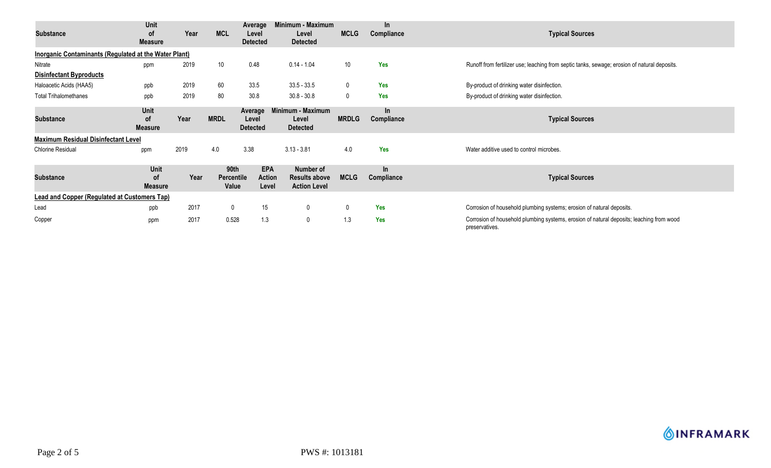| Substance | Unit of Measure | Year | MCL | Average Level Detected | Minimum - Maximum Level Detected | MCLG | In Compliance | Typical Sources |
|---|---|---|---|---|---|---|---|---|
| **Inorganic Contaminants (Regulated at the Water Plant)** | | | | | | | | |
| Nitrate | ppm | 2019 | 10 | 0.48 | 0.14 - 1.04 | 10 | Yes | Runoff from fertilizer use; leaching from septic tanks, sewage; erosion of natural deposits. |
| **Disinfectant Byproducts** | | | | | | | | |
| Haloacetic Acids (HAA5) | ppb | 2019 | 60 | 33.5 | 33.5 - 33.5 | 0 | Yes | By-product of drinking water disinfection. |
| Total Trihalomethanes | ppb | 2019 | 80 | 30.8 | 30.8 - 30.8 | 0 | Yes | By-product of drinking water disinfection. |

| Substance | Unit of Measure | Year | MRDL | Average Level Detected | Minimum - Maximum Level Detected | MRDLG | In Compliance | Typical Sources |
|---|---|---|---|---|---|---|---|---|
| **Maximum Residual Disinfectant Level** | | | | | | | | |
| Chlorine Residual | ppm | 2019 | 4.0 | 3.38 | 3.13 - 3.81 | 4.0 | Yes | Water additive used to control microbes. |

| Substance | Unit of Measure | Year | 90th Percentile Value | EPA Action Level | Number of Results above Action Level | MCLG | In Compliance | Typical Sources |
|---|---|---|---|---|---|---|---|---|
| **Lead and Copper (Regulated at Customers Tap)** | | | | | | | | |
| Lead | ppb | 2017 | 0 | 15 | 0 | 0 | Yes | Corrosion of household plumbing systems; erosion of natural deposits. |
| Copper | ppm | 2017 | 0.528 | 1.3 | 0 | 1.3 | Yes | Corrosion of household plumbing systems, erosion of natural deposits; leaching from wood preservatives. |

PWS #: 1013181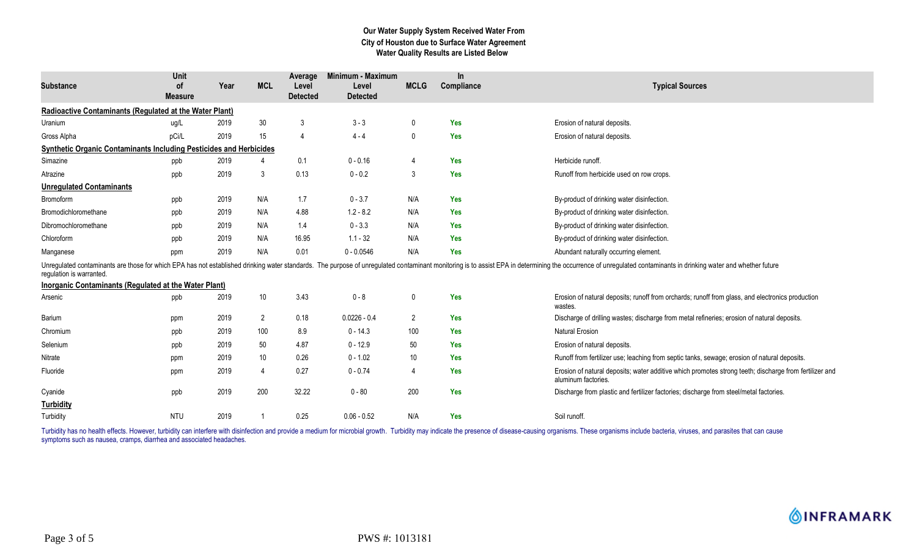**Our Water Supply System Received Water From City of Houston due to Surface Water Agreement Water Quality Results are Listed Below**

| Substance | Unit of Measure | Year | MCL | Average Level Detected | Minimum - Maximum Level Detected | MCLG | In Compliance | Typical Sources |
|---|---|---|---|---|---|---|---|---|
| **Radioactive Contaminants (Regulated at the Water Plant)** | | | | | | | | |
| Uranium | ug/L | 2019 | 30 | 3 | 3 - 3 | 0 | Yes | Erosion of natural deposits. |
| Gross Alpha | pCi/L | 2019 | 15 | 4 | 4 - 4 | 0 | Yes | Erosion of natural deposits. |
| **Synthetic Organic Contaminants Including Pesticides and Herbicides** | | | | | | | | |
| Simazine | ppb | 2019 | 4 | 0.1 | 0 - 0.16 | 4 | Yes | Herbicide runoff. |
| Atrazine | ppb | 2019 | 3 | 0.13 | 0 - 0.2 | 3 | Yes | Runoff from herbicide used on row crops. |
| **Unregulated Contaminants** | | | | | | | | |
| Bromoform | ppb | 2019 | N/A | 1.7 | 0 - 3.7 | N/A | Yes | By-product of drinking water disinfection. |
| Bromodichloromethane | ppb | 2019 | N/A | 4.88 | 1.2 - 8.2 | N/A | Yes | By-product of drinking water disinfection. |
| Dibromochloromethane | ppb | 2019 | N/A | 1.4 | 0 - 3.3 | N/A | Yes | By-product of drinking water disinfection. |
| Chloroform | ppb | 2019 | N/A | 16.95 | 1.1 - 32 | N/A | Yes | By-product of drinking water disinfection. |
| Manganese | ppm | 2019 | N/A | 0.01 | 0 - 0.0546 | N/A | Yes | Abundant naturally occurring element. |

Unregulated contaminants are those for which EPA has not established drinking water standards. The purpose of unregulated contaminant monitoring is to assist EPA in determining the occurrence of unregulated contaminants in drinking water and whether future regulation is warranted.

| Substance | Unit of Measure | Year | MCL | Average Level Detected | Minimum - Maximum Level Detected | MCLG | In Compliance | Typical Sources |
|---|---|---|---|---|---|---|---|---|
| **Inorganic Contaminants (Regulated at the Water Plant)** | | | | | | | | |
| Arsenic | ppb | 2019 | 10 | 3.43 | 0 - 8 | 0 | Yes | Erosion of natural deposits; runoff from orchards; runoff from glass, and electronics production wastes. |
| Barium | ppm | 2019 | 2 | 0.18 | 0.0226 - 0.4 | 2 | Yes | Discharge of drilling wastes; discharge from metal refineries; erosion of natural deposits. |
| Chromium | ppb | 2019 | 100 | 8.9 | 0 - 14.3 | 100 | Yes | Natural Erosion |
| Selenium | ppb | 2019 | 50 | 4.87 | 0 - 12.9 | 50 | Yes | Erosion of natural deposits. |
| Nitrate | ppm | 2019 | 10 | 0.26 | 0 - 1.02 | 10 | Yes | Runoff from fertilizer use; leaching from septic tanks, sewage; erosion of natural deposits. |
| Fluoride | ppm | 2019 | 4 | 0.27 | 0 - 0.74 | 4 | Yes | Erosion of natural deposits; water additive which promotes strong teeth; discharge from fertilizer and aluminum factories. |
| Cyanide | ppb | 2019 | 200 | 32.22 | 0 - 80 | 200 | Yes | Discharge from plastic and fertilizer factories; discharge from steel/metal factories. |
| **Turbidity** | | | | | | | | |
| Turbidity | NTU | 2019 | 1 | 0.25 | 0.06 - 0.52 | N/A | Yes | Soil runoff. |

Turbidity has no health effects. However, turbidity can interfere with disinfection and provide a medium for microbial growth. Turbidity may indicate the presence of disease-causing organisms. These organisms include bacteria, viruses, and parasites that can cause symptoms such as nausea, cramps, diarrhea and associated headaches.

PWS #: 1013181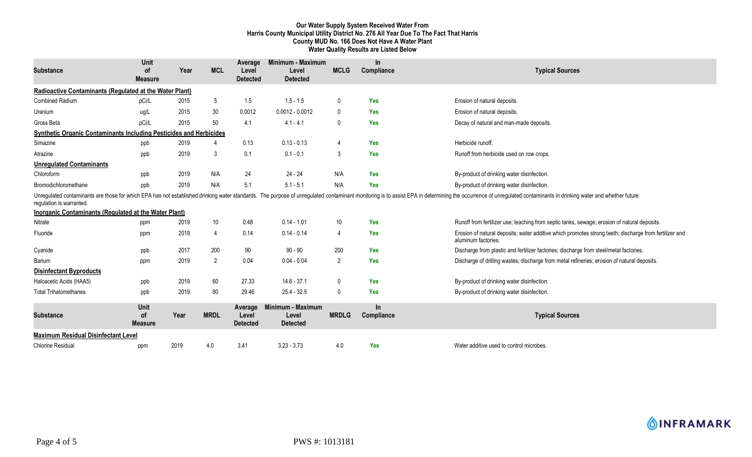**Our Water Supply System Received Water From Harris County Municipal Utility District No. 276 All Year Due To The Fact That Harris County MUD No. 166 Does Not Have A Water Plant**

**Water Quality Results are Listed Below**

| Substance | Unit of Measure | Year | MCL | Average Level Detected | Minimum - Maximum Level Detected | MCLG | In Compliance | Typical Sources |
|---|---|---|---|---|---|---|---|---|
| **Radioactive Contaminants (Regulated at the Water Plant)** | | | | | | | | |
| Combined Radium | pCi/L | 2015 | 5 | 1.5 | 1.5 - 1.5 | 0 | Yes | Erosion of natural deposits. |
| Uranium | ug/L | 2015 | 30 | 0.0012 | 0.0012 - 0.0012 | 0 | Yes | Erosion of natural deposits. |
| Gross Beta | pCi/L | 2015 | 50 | 4.1 | 4.1 - 4.1 | 0 | Yes | Decay of natural and man-made deposits. |
| **Synthetic Organic Contaminants Including Pesticides and Herbicides** | | | | | | | | |
| Simazine | ppb | 2019 | 4 | 0.13 | 0.13 - 0.13 | 4 | Yes | Herbicide runoff. |
| Atrazine | ppb | 2019 | 3 | 0.1 | 0.1 - 0.1 | 3 | Yes | Runoff from herbicide used on row crops. |
| **Unregulated Contaminants** | | | | | | | | |
| Chloroform | ppb | 2019 | N/A | 24 | 24 - 24 | N/A | Yes | By-product of drinking water disinfection. |
| Bromodichloromethane | ppb | 2019 | N/A | 5.1 | 5.1 - 5.1 | N/A | Yes | By-product of drinking water disinfection. |

Unregulated contaminants are those for which EPA has not established drinking water standards. The purpose of unregulated contaminant monitoring is to assist EPA in determining the occurrence of unregulated contaminants in drinking water and whether future regulation is warranted.

| Substance | Unit of Measure | Year | MCL | Average Level Detected | Minimum - Maximum Level Detected | MCLG | In Compliance | Typical Sources |
|---|---|---|---|---|---|---|---|---|
| **Inorganic Contaminants (Regulated at the Water Plant)** | | | | | | | | |
| Nitrate | ppm | 2019 | 10 | 0.48 | 0.14 - 1.01 | 10 | Yes | Runoff from fertilizer use; leaching from septic tanks, sewage; erosion of natural deposits. |
| Fluoride | ppm | 2019 | 4 | 0.14 | 0.14 - 0.14 | 4 | Yes | Erosion of natural deposits; water additive which promotes strong teeth; discharge from fertilizer and aluminum factories. |
| Cyanide | ppb | 2017 | 200 | 90 | 90 - 90 | 200 | Yes | Discharge from plastic and fertilizer factories; discharge from steel/metal factories. |
| Barium | ppm | 2019 | 2 | 0.04 | 0.04 - 0.04 | 2 | Yes | Discharge of drilling wastes; discharge from metal refineries; erosion of natural deposits. |
| **Disinfectant Byproducts** | | | | | | | | |
| Haloacetic Acids (HAA5) | ppb | 2019 | 60 | 27.33 | 14.6 - 37.1 | 0 | Yes | By-product of drinking water disinfection. |
| Total Trihalomethanes | ppb | 2019 | 80 | 29.46 | 25.4 - 32.5 | 0 | Yes | By-product of drinking water disinfection. |

| Substance | Unit of Measure | Year | MRDL | Average Level Detected | Minimum - Maximum Level Detected | MRDLG | In Compliance | Typical Sources |
|---|---|---|---|---|---|---|---|---|
| **Maximum Residual Disinfectant Level** | | | | | | | | |
| Chlorine Residual | ppm | 2019 | 4.0 | 3.41 | 3.23 - 3.73 | 4.0 | Yes | Water additive used to control microbes. |

INFRAMARK

PWS #: 1013181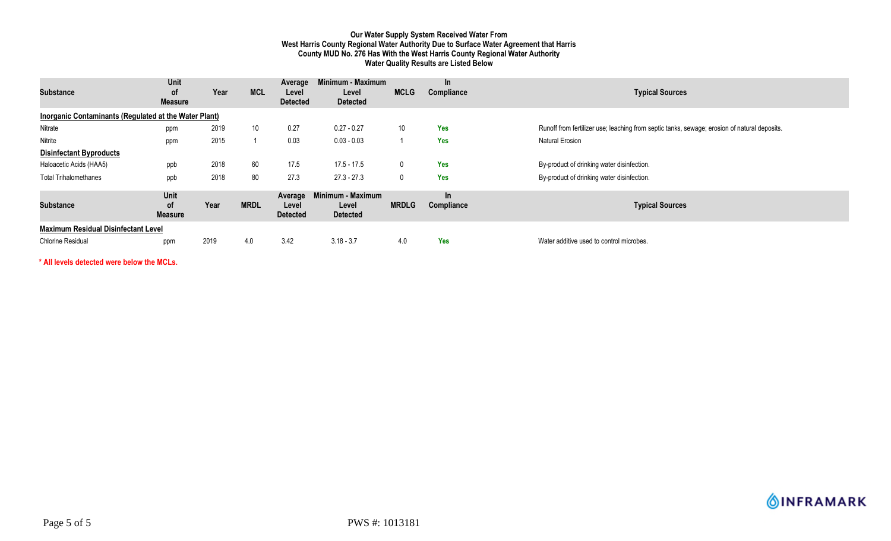**Our Water Supply System Received Water From West Harris County Regional Water Authority Due to Surface Water Agreement that Harris County MUD No. 276 Has With the West Harris County Regional Water Authority Water Quality Results are Listed Below**

| Substance | Unit of Measure | Year | MCL | Average Level Detected | Minimum - Maximum Level Detected | MCLG | In Compliance | Typical Sources |
|---|---|---|---|---|---|---|---|---|
| **Inorganic Contaminants (Regulated at the Water Plant)** | | | | | | | | |
| Nitrate | ppm | 2019 | 10 | 0.27 | 0.27 - 0.27 | 10 | Yes | Runoff from fertilizer use; leaching from septic tanks, sewage; erosion of natural deposits. |
| Nitrite | ppm | 2015 | 1 | 0.03 | 0.03 - 0.03 | 1 | Yes | Natural Erosion |
| **Disinfectant Byproducts** | | | | | | | | |
| Haloacetic Acids (HAA5) | ppb | 2018 | 60 | 17.5 | 17.5 - 17.5 | 0 | Yes | By-product of drinking water disinfection. |
| Total Trihalomethanes | ppb | 2018 | 80 | 27.3 | 27.3 - 27.3 | 0 | Yes | By-product of drinking water disinfection. |

| Substance | Unit of Measure | Year | MRDL | Average Level Detected | Minimum - Maximum Level Detected | MRDLG | In Compliance | Typical Sources |
|---|---|---|---|---|---|---|---|---|
| **Maximum Residual Disinfectant Level** | | | | | | | | |
| Chlorine Residual | ppm | 2019 | 4.0 | 3.42 | 3.18 - 3.7 | 4.0 | Yes | Water additive used to control microbes. |

**\* All levels detected were below the MCLs.**

PWS #: 1013181